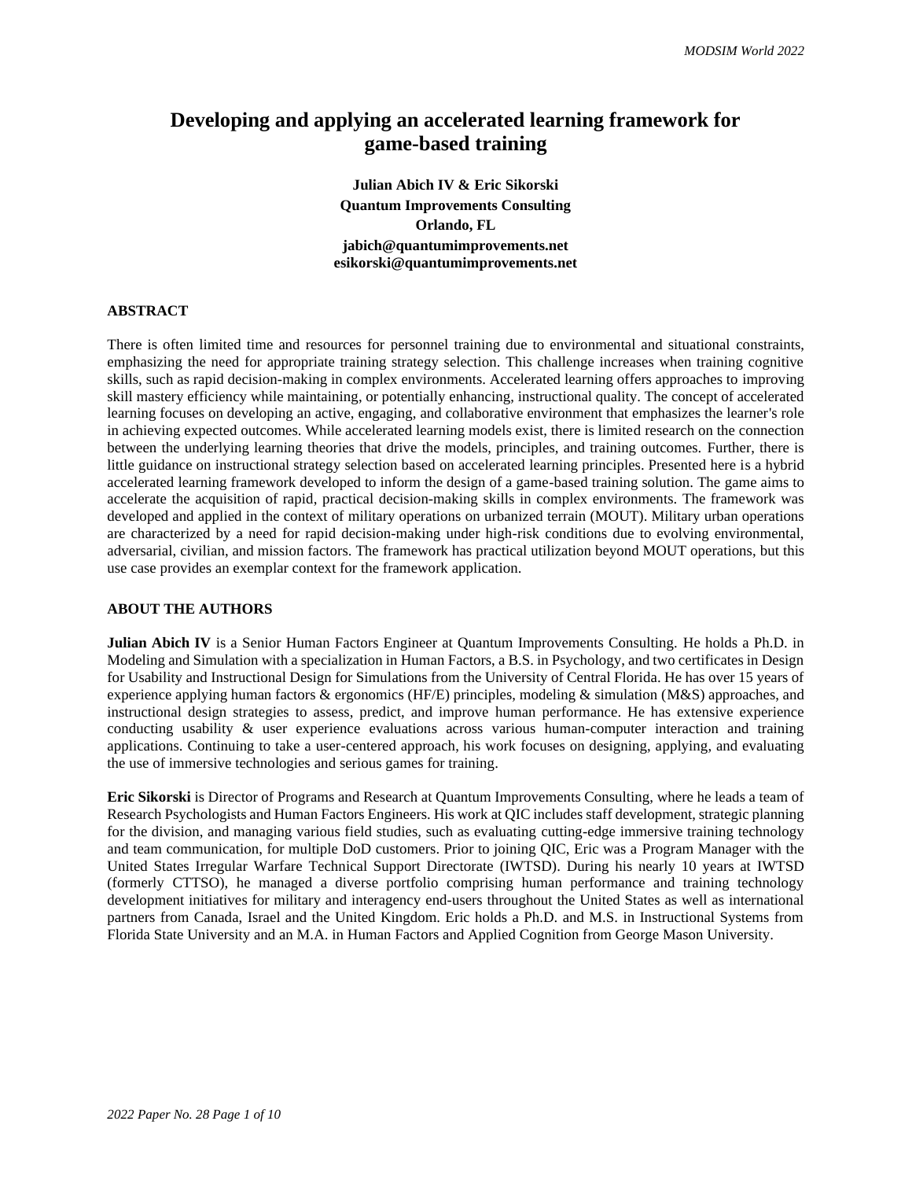# Developing and applying an accelerated learning framework for game-based training

**Julian Abich IV & Eric Sikorski**
**Quantum Improvements Consulting**
**Orlando, FL**
**jabich@quantumimprovements.net**
**esikorski@quantumimprovements.net**

## ABSTRACT

There is often limited time and resources for personnel training due to environmental and situational constraints, emphasizing the need for appropriate training strategy selection. This challenge increases when training cognitive skills, such as rapid decision-making in complex environments. Accelerated learning offers approaches to improving skill mastery efficiency while maintaining, or potentially enhancing, instructional quality. The concept of accelerated learning focuses on developing an active, engaging, and collaborative environment that emphasizes the learner's role in achieving expected outcomes. While accelerated learning models exist, there is limited research on the connection between the underlying learning theories that drive the models, principles, and training outcomes. Further, there is little guidance on instructional strategy selection based on accelerated learning principles. Presented here is a hybrid accelerated learning framework developed to inform the design of a game-based training solution. The game aims to accelerate the acquisition of rapid, practical decision-making skills in complex environments. The framework was developed and applied in the context of military operations on urbanized terrain (MOUT). Military urban operations are characterized by a need for rapid decision-making under high-risk conditions due to evolving environmental, adversarial, civilian, and mission factors. The framework has practical utilization beyond MOUT operations, but this use case provides an exemplar context for the framework application.

## ABOUT THE AUTHORS

**Julian Abich IV** is a Senior Human Factors Engineer at Quantum Improvements Consulting. He holds a Ph.D. in Modeling and Simulation with a specialization in Human Factors, a B.S. in Psychology, and two certificates in Design for Usability and Instructional Design for Simulations from the University of Central Florida. He has over 15 years of experience applying human factors & ergonomics (HF/E) principles, modeling & simulation (M&S) approaches, and instructional design strategies to assess, predict, and improve human performance. He has extensive experience conducting usability & user experience evaluations across various human-computer interaction and training applications. Continuing to take a user-centered approach, his work focuses on designing, applying, and evaluating the use of immersive technologies and serious games for training.

**Eric Sikorski** is Director of Programs and Research at Quantum Improvements Consulting, where he leads a team of Research Psychologists and Human Factors Engineers. His work at QIC includes staff development, strategic planning for the division, and managing various field studies, such as evaluating cutting-edge immersive training technology and team communication, for multiple DoD customers. Prior to joining QIC, Eric was a Program Manager with the United States Irregular Warfare Technical Support Directorate (IWTSD). During his nearly 10 years at IWTSD (formerly CTTSO), he managed a diverse portfolio comprising human performance and training technology development initiatives for military and interagency end-users throughout the United States as well as international partners from Canada, Israel and the United Kingdom. Eric holds a Ph.D. and M.S. in Instructional Systems from Florida State University and an M.A. in Human Factors and Applied Cognition from George Mason University.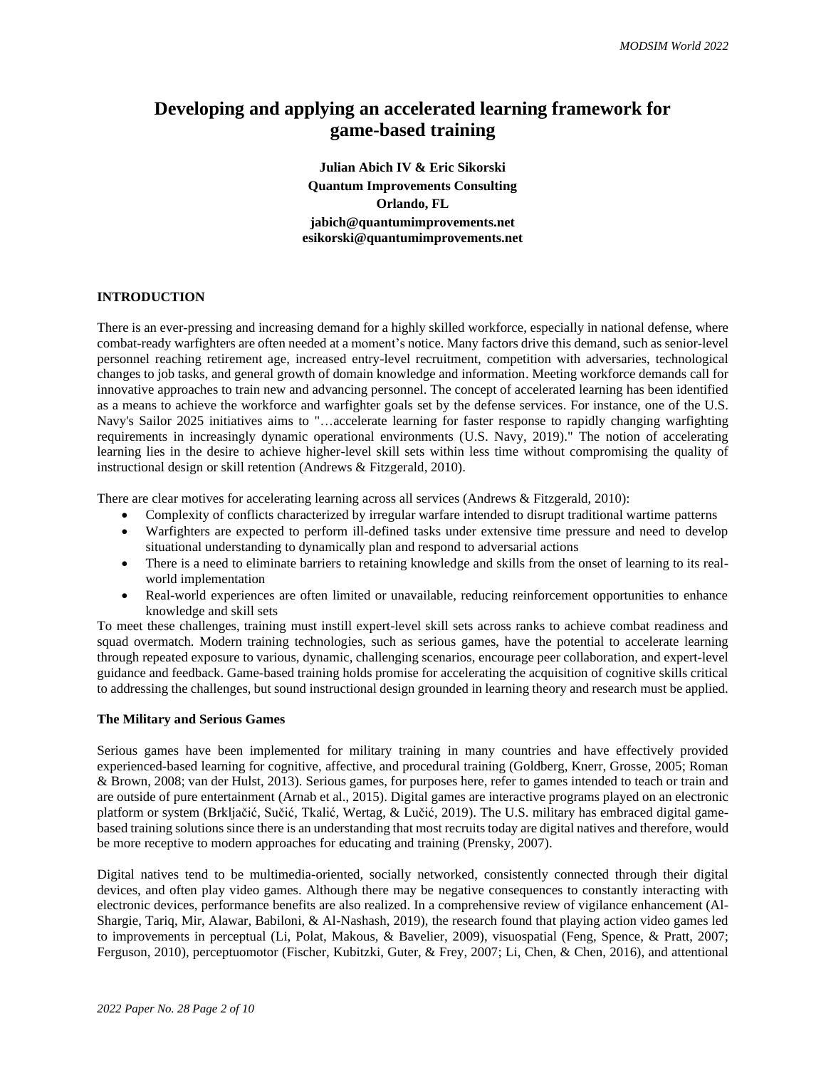# Developing and applying an accelerated learning framework for game-based training

**Julian Abich IV & Eric Sikorski**
**Quantum Improvements Consulting**
**Orlando, FL**
**jabich@quantumimprovements.net**
**esikorski@quantumimprovements.net**

## INTRODUCTION

There is an ever-pressing and increasing demand for a highly skilled workforce, especially in national defense, where combat-ready warfighters are often needed at a moment's notice. Many factors drive this demand, such as senior-level personnel reaching retirement age, increased entry-level recruitment, competition with adversaries, technological changes to job tasks, and general growth of domain knowledge and information. Meeting workforce demands call for innovative approaches to train new and advancing personnel. The concept of accelerated learning has been identified as a means to achieve the workforce and warfighter goals set by the defense services. For instance, one of the U.S. Navy's Sailor 2025 initiatives aims to "…accelerate learning for faster response to rapidly changing warfighting requirements in increasingly dynamic operational environments (U.S. Navy, 2019)." The notion of accelerating learning lies in the desire to achieve higher-level skill sets within less time without compromising the quality of instructional design or skill retention (Andrews & Fitzgerald, 2010).

There are clear motives for accelerating learning across all services (Andrews & Fitzgerald, 2010):

- Complexity of conflicts characterized by irregular warfare intended to disrupt traditional wartime patterns
- Warfighters are expected to perform ill-defined tasks under extensive time pressure and need to develop situational understanding to dynamically plan and respond to adversarial actions
- There is a need to eliminate barriers to retaining knowledge and skills from the onset of learning to its real-world implementation
- Real-world experiences are often limited or unavailable, reducing reinforcement opportunities to enhance knowledge and skill sets

To meet these challenges, training must instill expert-level skill sets across ranks to achieve combat readiness and squad overmatch. Modern training technologies, such as serious games, have the potential to accelerate learning through repeated exposure to various, dynamic, challenging scenarios, encourage peer collaboration, and expert-level guidance and feedback. Game-based training holds promise for accelerating the acquisition of cognitive skills critical to addressing the challenges, but sound instructional design grounded in learning theory and research must be applied.

### The Military and Serious Games

Serious games have been implemented for military training in many countries and have effectively provided experienced-based learning for cognitive, affective, and procedural training (Goldberg, Knerr, Grosse, 2005; Roman & Brown, 2008; van der Hulst, 2013). Serious games, for purposes here, refer to games intended to teach or train and are outside of pure entertainment (Arnab et al., 2015). Digital games are interactive programs played on an electronic platform or system (Brkljačić, Sučić, Tkalić, Wertag, & Lučić, 2019). The U.S. military has embraced digital game-based training solutions since there is an understanding that most recruits today are digital natives and therefore, would be more receptive to modern approaches for educating and training (Prensky, 2007).

Digital natives tend to be multimedia-oriented, socially networked, consistently connected through their digital devices, and often play video games. Although there may be negative consequences to constantly interacting with electronic devices, performance benefits are also realized. In a comprehensive review of vigilance enhancement (Al-Shargie, Tariq, Mir, Alawar, Babiloni, & Al-Nashash, 2019), the research found that playing action video games led to improvements in perceptual (Li, Polat, Makous, & Bavelier, 2009), visuospatial (Feng, Spence, & Pratt, 2007; Ferguson, 2010), perceptuomotor (Fischer, Kubitzki, Guter, & Frey, 2007; Li, Chen, & Chen, 2016), and attentional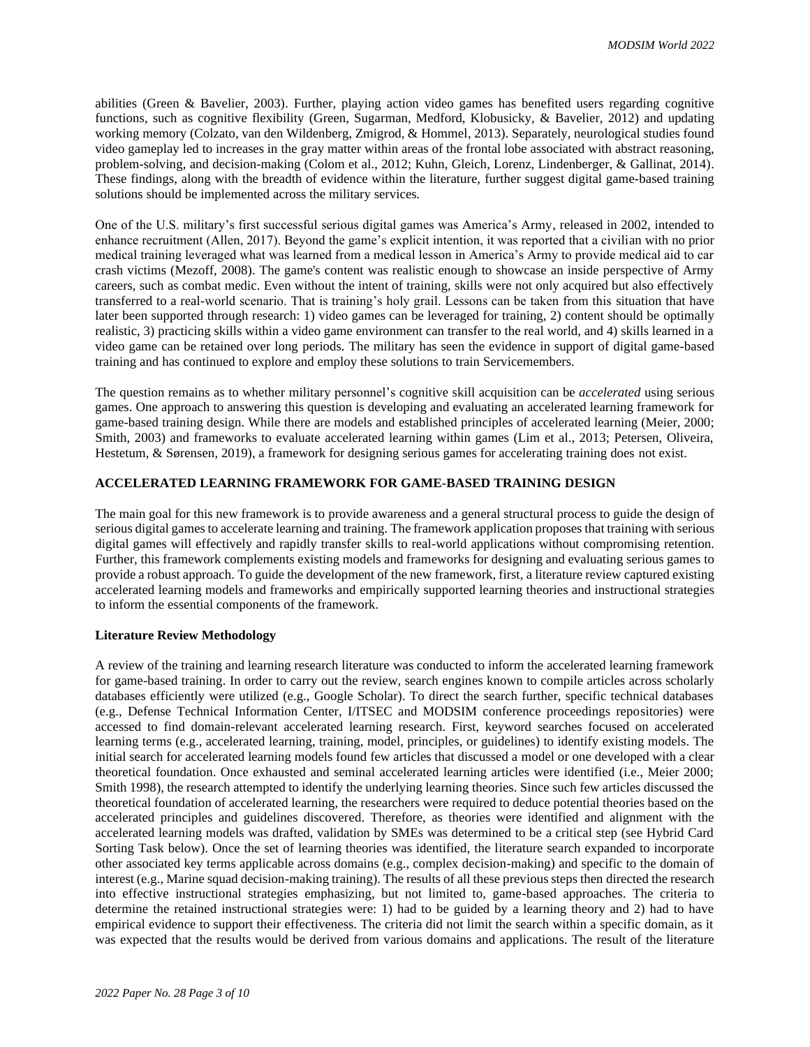abilities (Green & Bavelier, 2003). Further, playing action video games has benefited users regarding cognitive functions, such as cognitive flexibility (Green, Sugarman, Medford, Klobusicky, & Bavelier, 2012) and updating working memory (Colzato, van den Wildenberg, Zmigrod, & Hommel, 2013). Separately, neurological studies found video gameplay led to increases in the gray matter within areas of the frontal lobe associated with abstract reasoning, problem-solving, and decision-making (Colom et al., 2012; Kuhn, Gleich, Lorenz, Lindenberger, & Gallinat, 2014). These findings, along with the breadth of evidence within the literature, further suggest digital game-based training solutions should be implemented across the military services.

One of the U.S. military's first successful serious digital games was America's Army, released in 2002, intended to enhance recruitment (Allen, 2017). Beyond the game's explicit intention, it was reported that a civilian with no prior medical training leveraged what was learned from a medical lesson in America's Army to provide medical aid to car crash victims (Mezoff, 2008). The game's content was realistic enough to showcase an inside perspective of Army careers, such as combat medic. Even without the intent of training, skills were not only acquired but also effectively transferred to a real-world scenario. That is training's holy grail. Lessons can be taken from this situation that have later been supported through research: 1) video games can be leveraged for training, 2) content should be optimally realistic, 3) practicing skills within a video game environment can transfer to the real world, and 4) skills learned in a video game can be retained over long periods. The military has seen the evidence in support of digital game-based training and has continued to explore and employ these solutions to train Servicemembers.

The question remains as to whether military personnel's cognitive skill acquisition can be *accelerated* using serious games. One approach to answering this question is developing and evaluating an accelerated learning framework for game-based training design. While there are models and established principles of accelerated learning (Meier, 2000; Smith, 2003) and frameworks to evaluate accelerated learning within games (Lim et al., 2013; Petersen, Oliveira, Hestetum, & Sørensen, 2019), a framework for designing serious games for accelerating training does not exist.

## ACCELERATED LEARNING FRAMEWORK FOR GAME-BASED TRAINING DESIGN

The main goal for this new framework is to provide awareness and a general structural process to guide the design of serious digital games to accelerate learning and training. The framework application proposes that training with serious digital games will effectively and rapidly transfer skills to real-world applications without compromising retention. Further, this framework complements existing models and frameworks for designing and evaluating serious games to provide a robust approach. To guide the development of the new framework, first, a literature review captured existing accelerated learning models and frameworks and empirically supported learning theories and instructional strategies to inform the essential components of the framework.

### Literature Review Methodology

A review of the training and learning research literature was conducted to inform the accelerated learning framework for game-based training. In order to carry out the review, search engines known to compile articles across scholarly databases efficiently were utilized (e.g., Google Scholar). To direct the search further, specific technical databases (e.g., Defense Technical Information Center, I/ITSEC and MODSIM conference proceedings repositories) were accessed to find domain-relevant accelerated learning research. First, keyword searches focused on accelerated learning terms (e.g., accelerated learning, training, model, principles, or guidelines) to identify existing models. The initial search for accelerated learning models found few articles that discussed a model or one developed with a clear theoretical foundation. Once exhausted and seminal accelerated learning articles were identified (i.e., Meier 2000; Smith 1998), the research attempted to identify the underlying learning theories. Since such few articles discussed the theoretical foundation of accelerated learning, the researchers were required to deduce potential theories based on the accelerated principles and guidelines discovered. Therefore, as theories were identified and alignment with the accelerated learning models was drafted, validation by SMEs was determined to be a critical step (see Hybrid Card Sorting Task below). Once the set of learning theories was identified, the literature search expanded to incorporate other associated key terms applicable across domains (e.g., complex decision-making) and specific to the domain of interest (e.g., Marine squad decision-making training). The results of all these previous steps then directed the research into effective instructional strategies emphasizing, but not limited to, game-based approaches. The criteria to determine the retained instructional strategies were: 1) had to be guided by a learning theory and 2) had to have empirical evidence to support their effectiveness. The criteria did not limit the search within a specific domain, as it was expected that the results would be derived from various domains and applications. The result of the literature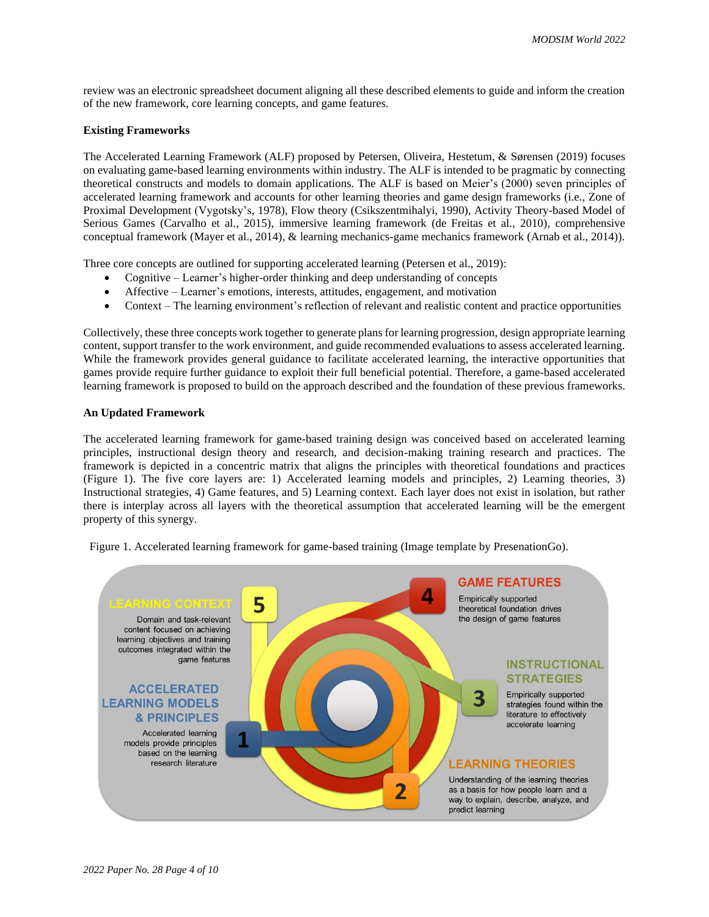review was an electronic spreadsheet document aligning all these described elements to guide and inform the creation of the new framework, core learning concepts, and game features.

**Existing Frameworks**

The Accelerated Learning Framework (ALF) proposed by Petersen, Oliveira, Hestetum, & Sørensen (2019) focuses on evaluating game-based learning environments within industry. The ALF is intended to be pragmatic by connecting theoretical constructs and models to domain applications. The ALF is based on Meier's (2000) seven principles of accelerated learning framework and accounts for other learning theories and game design frameworks (i.e., Zone of Proximal Development (Vygotsky's, 1978), Flow theory (Csikszentmihalyi, 1990), Activity Theory-based Model of Serious Games (Carvalho et al., 2015), immersive learning framework (de Freitas et al., 2010), comprehensive conceptual framework (Mayer et al., 2014), & learning mechanics-game mechanics framework (Arnab et al., 2014)).

Three core concepts are outlined for supporting accelerated learning (Petersen et al., 2019):

- Cognitive – Learner's higher-order thinking and deep understanding of concepts
- Affective – Learner's emotions, interests, attitudes, engagement, and motivation
- Context – The learning environment's reflection of relevant and realistic content and practice opportunities

Collectively, these three concepts work together to generate plans for learning progression, design appropriate learning content, support transfer to the work environment, and guide recommended evaluations to assess accelerated learning. While the framework provides general guidance to facilitate accelerated learning, the interactive opportunities that games provide require further guidance to exploit their full beneficial potential. Therefore, a game-based accelerated learning framework is proposed to build on the approach described and the foundation of these previous frameworks.

**An Updated Framework**

The accelerated learning framework for game-based training design was conceived based on accelerated learning principles, instructional design theory and research, and decision-making training research and practices. The framework is depicted in a concentric matrix that aligns the principles with theoretical foundations and practices (Figure 1). The five core layers are: 1) Accelerated learning models and principles, 2) Learning theories, 3) Instructional strategies, 4) Game features, and 5) Learning context. Each layer does not exist in isolation, but rather there is interplay across all layers with the theoretical assumption that accelerated learning will be the emergent property of this synergy.

Figure 1. Accelerated learning framework for game-based training (Image template by PresenationGo).

**5 LEARNING CONTEXT** – Domain and task-relevant content focused on achieving learning objectives and training outcomes integrated within the game features

**4 GAME FEATURES** – Empirically supported theoretical foundation drives the design of game features

**3 INSTRUCTIONAL STRATEGIES** – Empirically supported strategies found within the literature to effectively accelerate learning

**2 LEARNING THEORIES** – Understanding of the learning theories as a basis for how people learn and a way to explain, describe, analyze, and predict learning

**1 ACCELERATED LEARNING MODELS & PRINCIPLES** – Accelerated learning models provide principles based on the learning research literature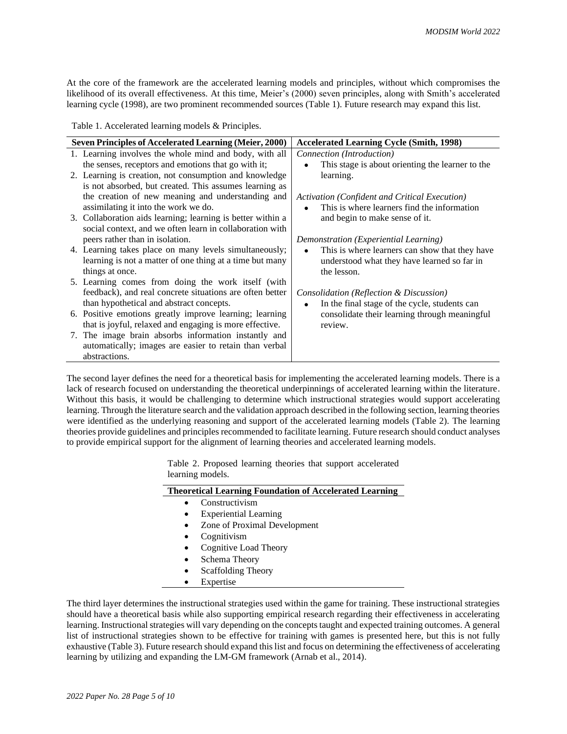At the core of the framework are the accelerated learning models and principles, without which compromises the likelihood of its overall effectiveness. At this time, Meier's (2000) seven principles, along with Smith's accelerated learning cycle (1998), are two prominent recommended sources (Table 1). Future research may expand this list.

Table 1. Accelerated learning models & Principles.

| Seven Principles of Accelerated Learning (Meier, 2000) | Accelerated Learning Cycle (Smith, 1998) |
|---|---|
| 1. Learning involves the whole mind and body, with all the senses, receptors and emotions that go with it;<br>2. Learning is creation, not consumption and knowledge is not absorbed, but created. This assumes learning as the creation of new meaning and understanding and assimilating it into the work we do.<br>3. Collaboration aids learning; learning is better within a social context, and we often learn in collaboration with peers rather than in isolation.<br>4. Learning takes place on many levels simultaneously; learning is not a matter of one thing at a time but many things at once.<br>5. Learning comes from doing the work itself (with feedback), and real concrete situations are often better than hypothetical and abstract concepts.<br>6. Positive emotions greatly improve learning; learning that is joyful, relaxed and engaging is more effective.<br>7. The image brain absorbs information instantly and automatically; images are easier to retain than verbal abstractions. | *Connection (Introduction)*<br>• This stage is about orienting the learner to the learning.<br><br>*Activation (Confident and Critical Execution)*<br>• This is where learners find the information and begin to make sense of it.<br><br>*Demonstration (Experiential Learning)*<br>• This is where learners can show that they have understood what they have learned so far in the lesson.<br><br>*Consolidation (Reflection & Discussion)*<br>• In the final stage of the cycle, students can consolidate their learning through meaningful review. |

The second layer defines the need for a theoretical basis for implementing the accelerated learning models. There is a lack of research focused on understanding the theoretical underpinnings of accelerated learning within the literature. Without this basis, it would be challenging to determine which instructional strategies would support accelerating learning. Through the literature search and the validation approach described in the following section, learning theories were identified as the underlying reasoning and support of the accelerated learning models (Table 2). The learning theories provide guidelines and principles recommended to facilitate learning. Future research should conduct analyses to provide empirical support for the alignment of learning theories and accelerated learning models.

Table 2. Proposed learning theories that support accelerated learning models.

| Theoretical Learning Foundation of Accelerated Learning |
|---|
| • Constructivism |
| • Experiential Learning |
| • Zone of Proximal Development |
| • Cognitivism |
| • Cognitive Load Theory |
| • Schema Theory |
| • Scaffolding Theory |
| • Expertise |

The third layer determines the instructional strategies used within the game for training. These instructional strategies should have a theoretical basis while also supporting empirical research regarding their effectiveness in accelerating learning. Instructional strategies will vary depending on the concepts taught and expected training outcomes. A general list of instructional strategies shown to be effective for training with games is presented here, but this is not fully exhaustive (Table 3). Future research should expand this list and focus on determining the effectiveness of accelerating learning by utilizing and expanding the LM-GM framework (Arnab et al., 2014).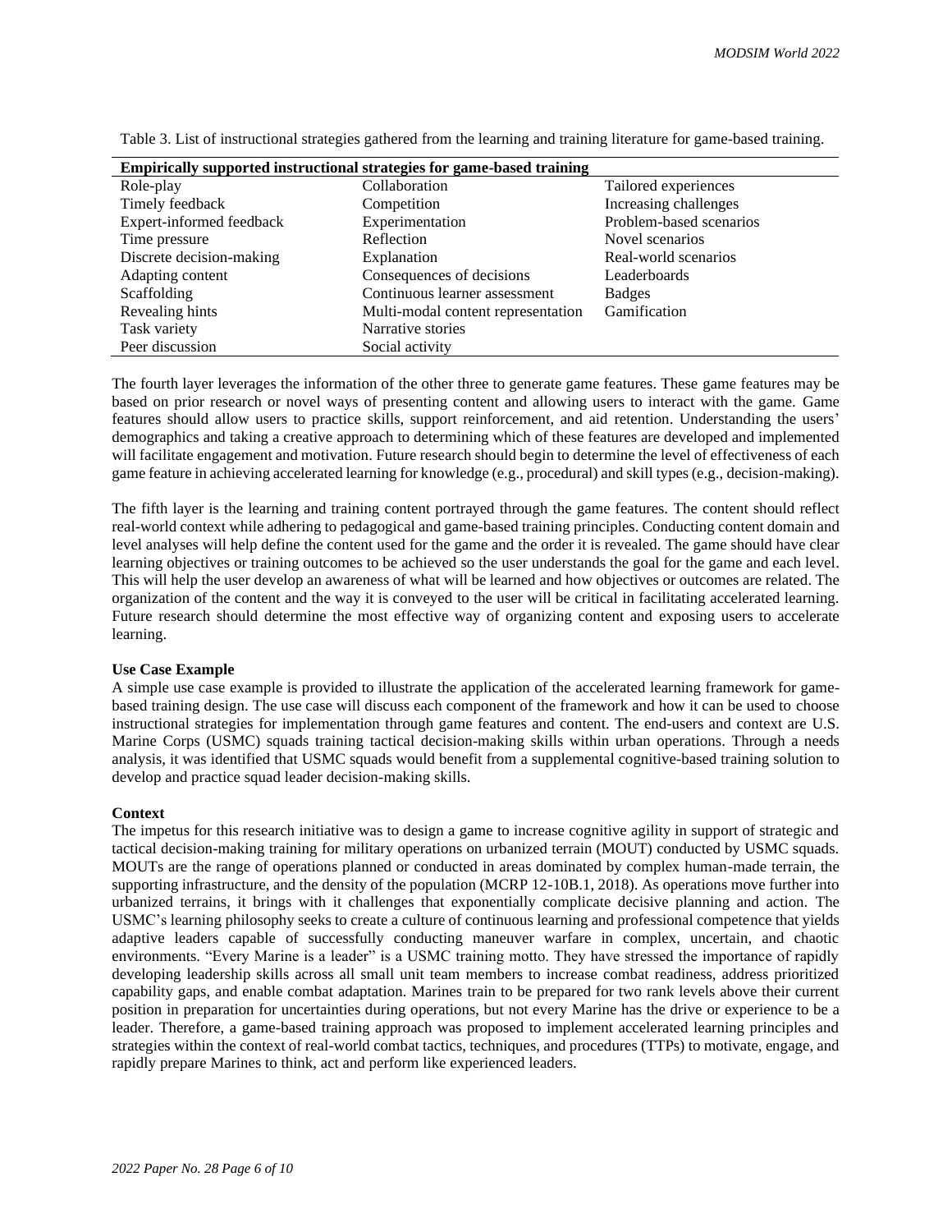Table 3. List of instructional strategies gathered from the learning and training literature for game-based training.

| Empirically supported instructional strategies for game-based training | | |
|---|---|---|
| Role-play | Collaboration | Tailored experiences |
| Timely feedback | Competition | Increasing challenges |
| Expert-informed feedback | Experimentation | Problem-based scenarios |
| Time pressure | Reflection | Novel scenarios |
| Discrete decision-making | Explanation | Real-world scenarios |
| Adapting content | Consequences of decisions | Leaderboards |
| Scaffolding | Continuous learner assessment | Badges |
| Revealing hints | Multi-modal content representation | Gamification |
| Task variety | Narrative stories | |
| Peer discussion | Social activity | |

The fourth layer leverages the information of the other three to generate game features. These game features may be based on prior research or novel ways of presenting content and allowing users to interact with the game. Game features should allow users to practice skills, support reinforcement, and aid retention. Understanding the users' demographics and taking a creative approach to determining which of these features are developed and implemented will facilitate engagement and motivation. Future research should begin to determine the level of effectiveness of each game feature in achieving accelerated learning for knowledge (e.g., procedural) and skill types (e.g., decision-making).

The fifth layer is the learning and training content portrayed through the game features. The content should reflect real-world context while adhering to pedagogical and game-based training principles. Conducting content domain and level analyses will help define the content used for the game and the order it is revealed. The game should have clear learning objectives or training outcomes to be achieved so the user understands the goal for the game and each level. This will help the user develop an awareness of what will be learned and how objectives or outcomes are related. The organization of the content and the way it is conveyed to the user will be critical in facilitating accelerated learning. Future research should determine the most effective way of organizing content and exposing users to accelerate learning.

**Use Case Example**

A simple use case example is provided to illustrate the application of the accelerated learning framework for game-based training design. The use case will discuss each component of the framework and how it can be used to choose instructional strategies for implementation through game features and content. The end-users and context are U.S. Marine Corps (USMC) squads training tactical decision-making skills within urban operations. Through a needs analysis, it was identified that USMC squads would benefit from a supplemental cognitive-based training solution to develop and practice squad leader decision-making skills.

**Context**

The impetus for this research initiative was to design a game to increase cognitive agility in support of strategic and tactical decision-making training for military operations on urbanized terrain (MOUT) conducted by USMC squads. MOUTs are the range of operations planned or conducted in areas dominated by complex human-made terrain, the supporting infrastructure, and the density of the population (MCRP 12-10B.1, 2018). As operations move further into urbanized terrains, it brings with it challenges that exponentially complicate decisive planning and action. The USMC's learning philosophy seeks to create a culture of continuous learning and professional competence that yields adaptive leaders capable of successfully conducting maneuver warfare in complex, uncertain, and chaotic environments. "Every Marine is a leader" is a USMC training motto. They have stressed the importance of rapidly developing leadership skills across all small unit team members to increase combat readiness, address prioritized capability gaps, and enable combat adaptation. Marines train to be prepared for two rank levels above their current position in preparation for uncertainties during operations, but not every Marine has the drive or experience to be a leader. Therefore, a game-based training approach was proposed to implement accelerated learning principles and strategies within the context of real-world combat tactics, techniques, and procedures (TTPs) to motivate, engage, and rapidly prepare Marines to think, act and perform like experienced leaders.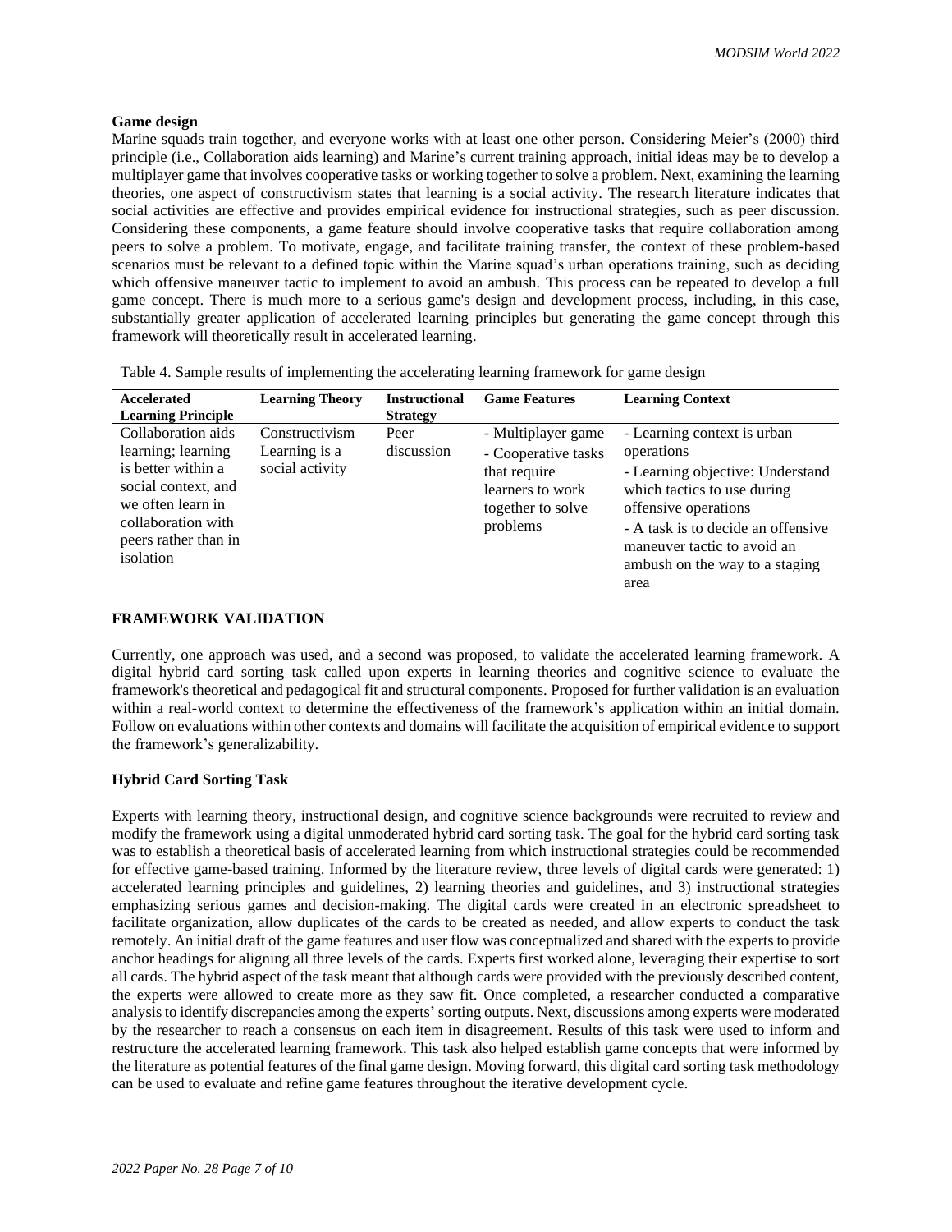### Game design

Marine squads train together, and everyone works with at least one other person. Considering Meier's (2000) third principle (i.e., Collaboration aids learning) and Marine's current training approach, initial ideas may be to develop a multiplayer game that involves cooperative tasks or working together to solve a problem. Next, examining the learning theories, one aspect of constructivism states that learning is a social activity. The research literature indicates that social activities are effective and provides empirical evidence for instructional strategies, such as peer discussion. Considering these components, a game feature should involve cooperative tasks that require collaboration among peers to solve a problem. To motivate, engage, and facilitate training transfer, the context of these problem-based scenarios must be relevant to a defined topic within the Marine squad's urban operations training, such as deciding which offensive maneuver tactic to implement to avoid an ambush. This process can be repeated to develop a full game concept. There is much more to a serious game's design and development process, including, in this case, substantially greater application of accelerated learning principles but generating the game concept through this framework will theoretically result in accelerated learning.

Table 4. Sample results of implementing the accelerating learning framework for game design

| Accelerated Learning Principle | Learning Theory | Instructional Strategy | Game Features | Learning Context |
|---|---|---|---|---|
| Collaboration aids learning; learning is better within a social context, and we often learn in collaboration with peers rather than in isolation | Constructivism – Learning is a social activity | Peer discussion | - Multiplayer game<br>- Cooperative tasks that require learners to work together to solve problems | - Learning context is urban operations<br>- Learning objective: Understand which tactics to use during offensive operations<br>- A task is to decide an offensive maneuver tactic to avoid an ambush on the way to a staging area |

## FRAMEWORK VALIDATION

Currently, one approach was used, and a second was proposed, to validate the accelerated learning framework. A digital hybrid card sorting task called upon experts in learning theories and cognitive science to evaluate the framework's theoretical and pedagogical fit and structural components. Proposed for further validation is an evaluation within a real-world context to determine the effectiveness of the framework's application within an initial domain. Follow on evaluations within other contexts and domains will facilitate the acquisition of empirical evidence to support the framework's generalizability.

### Hybrid Card Sorting Task

Experts with learning theory, instructional design, and cognitive science backgrounds were recruited to review and modify the framework using a digital unmoderated hybrid card sorting task. The goal for the hybrid card sorting task was to establish a theoretical basis of accelerated learning from which instructional strategies could be recommended for effective game-based training. Informed by the literature review, three levels of digital cards were generated: 1) accelerated learning principles and guidelines, 2) learning theories and guidelines, and 3) instructional strategies emphasizing serious games and decision-making. The digital cards were created in an electronic spreadsheet to facilitate organization, allow duplicates of the cards to be created as needed, and allow experts to conduct the task remotely. An initial draft of the game features and user flow was conceptualized and shared with the experts to provide anchor headings for aligning all three levels of the cards. Experts first worked alone, leveraging their expertise to sort all cards. The hybrid aspect of the task meant that although cards were provided with the previously described content, the experts were allowed to create more as they saw fit. Once completed, a researcher conducted a comparative analysis to identify discrepancies among the experts' sorting outputs. Next, discussions among experts were moderated by the researcher to reach a consensus on each item in disagreement. Results of this task were used to inform and restructure the accelerated learning framework. This task also helped establish game concepts that were informed by the literature as potential features of the final game design. Moving forward, this digital card sorting task methodology can be used to evaluate and refine game features throughout the iterative development cycle.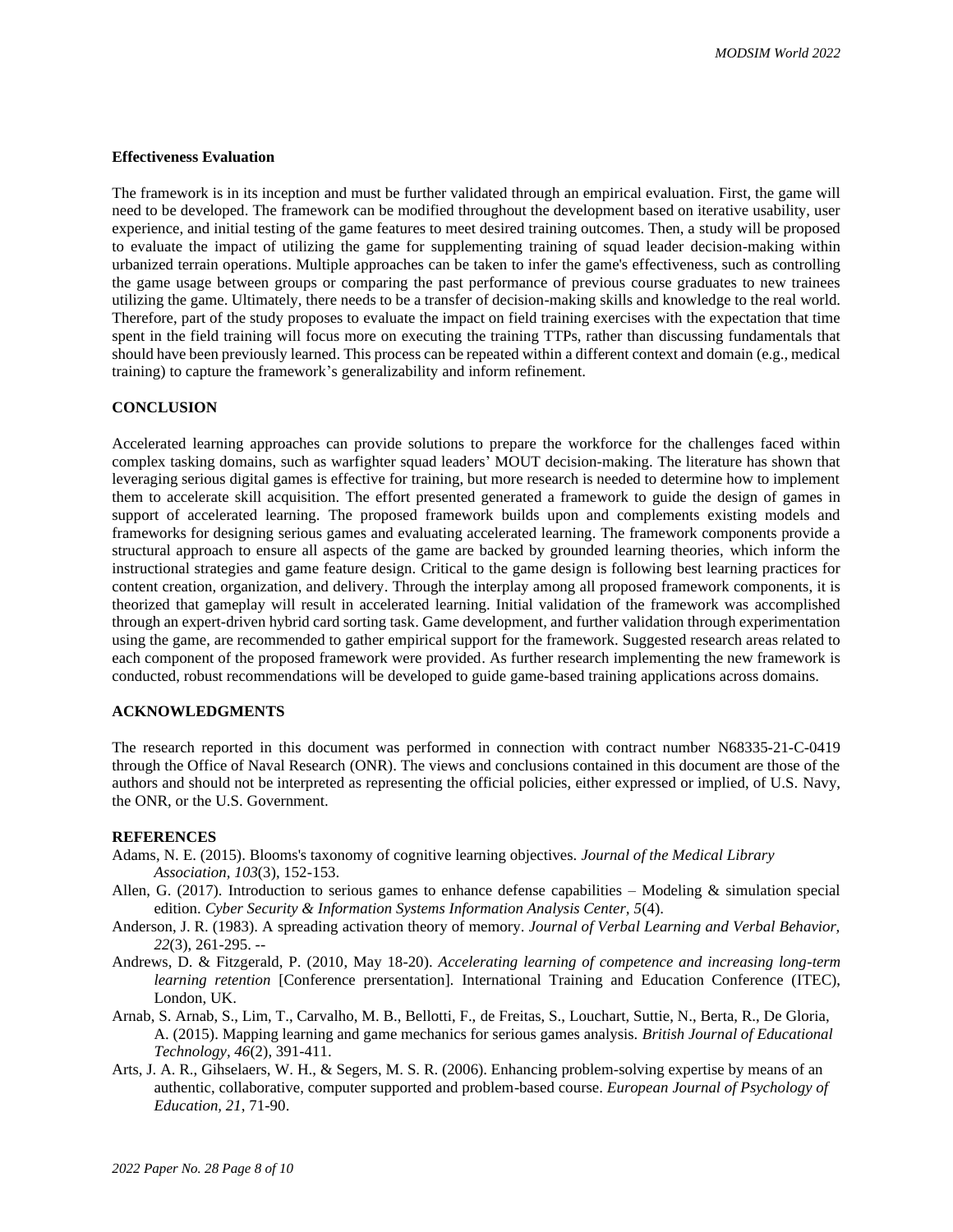**Effectiveness Evaluation**

The framework is in its inception and must be further validated through an empirical evaluation. First, the game will need to be developed. The framework can be modified throughout the development based on iterative usability, user experience, and initial testing of the game features to meet desired training outcomes. Then, a study will be proposed to evaluate the impact of utilizing the game for supplementing training of squad leader decision-making within urbanized terrain operations. Multiple approaches can be taken to infer the game's effectiveness, such as controlling the game usage between groups or comparing the past performance of previous course graduates to new trainees utilizing the game. Ultimately, there needs to be a transfer of decision-making skills and knowledge to the real world. Therefore, part of the study proposes to evaluate the impact on field training exercises with the expectation that time spent in the field training will focus more on executing the training TTPs, rather than discussing fundamentals that should have been previously learned. This process can be repeated within a different context and domain (e.g., medical training) to capture the framework's generalizability and inform refinement.

## CONCLUSION

Accelerated learning approaches can provide solutions to prepare the workforce for the challenges faced within complex tasking domains, such as warfighter squad leaders' MOUT decision-making. The literature has shown that leveraging serious digital games is effective for training, but more research is needed to determine how to implement them to accelerate skill acquisition. The effort presented generated a framework to guide the design of games in support of accelerated learning. The proposed framework builds upon and complements existing models and frameworks for designing serious games and evaluating accelerated learning. The framework components provide a structural approach to ensure all aspects of the game are backed by grounded learning theories, which inform the instructional strategies and game feature design. Critical to the game design is following best learning practices for content creation, organization, and delivery. Through the interplay among all proposed framework components, it is theorized that gameplay will result in accelerated learning. Initial validation of the framework was accomplished through an expert-driven hybrid card sorting task. Game development, and further validation through experimentation using the game, are recommended to gather empirical support for the framework. Suggested research areas related to each component of the proposed framework were provided. As further research implementing the new framework is conducted, robust recommendations will be developed to guide game-based training applications across domains.

## ACKNOWLEDGMENTS

The research reported in this document was performed in connection with contract number N68335-21-C-0419 through the Office of Naval Research (ONR). The views and conclusions contained in this document are those of the authors and should not be interpreted as representing the official policies, either expressed or implied, of U.S. Navy, the ONR, or the U.S. Government.

## REFERENCES

Adams, N. E. (2015). Blooms's taxonomy of cognitive learning objectives. *Journal of the Medical Library Association, 103*(3), 152-153.

Allen, G. (2017). Introduction to serious games to enhance defense capabilities – Modeling & simulation special edition. *Cyber Security & Information Systems Information Analysis Center, 5*(4).

Anderson, J. R. (1983). A spreading activation theory of memory. *Journal of Verbal Learning and Verbal Behavior, 22*(3), 261-295. --

Andrews, D. & Fitzgerald, P. (2010, May 18-20). *Accelerating learning of competence and increasing long-term learning retention* [Conference prersentation]. International Training and Education Conference (ITEC), London, UK.

Arnab, S. Arnab, S., Lim, T., Carvalho, M. B., Bellotti, F., de Freitas, S., Louchart, Suttie, N., Berta, R., De Gloria, A. (2015). Mapping learning and game mechanics for serious games analysis. *British Journal of Educational Technology*, *46*(2), 391-411.

Arts, J. A. R., Gihselaers, W. H., & Segers, M. S. R. (2006). Enhancing problem-solving expertise by means of an authentic, collaborative, computer supported and problem-based course. *European Journal of Psychology of Education, 21*, 71-90.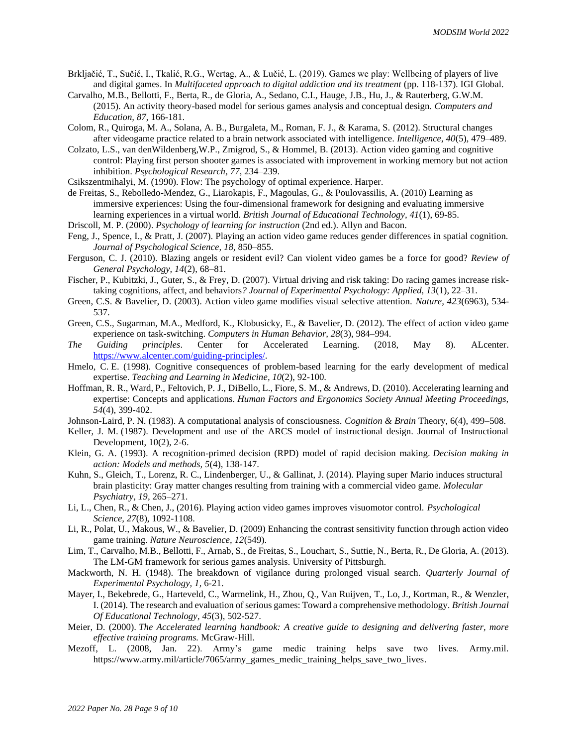Brkljačić, T., Sučić, I., Tkalić, R.G., Wertag, A., & Lučić, L. (2019). Games we play: Wellbeing of players of live and digital games. In *Multifaceted approach to digital addiction and its treatment* (pp. 118-137). IGI Global.

Carvalho, M.B., Bellotti, F., Berta, R., de Gloria, A., Sedano, C.I., Hauge, J.B., Hu, J., & Rauterberg, G.W.M. (2015). An activity theory-based model for serious games analysis and conceptual design. *Computers and Education, 87*, 166-181.

Colom, R., Quiroga, M. A., Solana, A. B., Burgaleta, M., Roman, F. J., & Karama, S. (2012). Structural changes after videogame practice related to a brain network associated with intelligence. *Intelligence, 40*(5), 479–489.

Colzato, L.S., van denWildenberg,W.P., Zmigrod, S., & Hommel, B. (2013). Action video gaming and cognitive control: Playing first person shooter games is associated with improvement in working memory but not action inhibition. *Psychological Research, 77*, 234–239.

Csikszentmihalyi, M. (1990). Flow: The psychology of optimal experience. Harper.

de Freitas, S., Rebolledo-Mendez, G., Liarokapis, F., Magoulas, G., & Poulovassilis, A. (2010) Learning as immersive experiences: Using the four-dimensional framework for designing and evaluating immersive learning experiences in a virtual world. *British Journal of Educational Technology, 41*(1), 69-85.

Driscoll, M. P. (2000). *Psychology of learning for instruction* (2nd ed.). Allyn and Bacon.

Feng, J., Spence, I., & Pratt, J. (2007). Playing an action video game reduces gender differences in spatial cognition. *Journal of Psychological Science, 18*, 850–855.

Ferguson, C. J. (2010). Blazing angels or resident evil? Can violent video games be a force for good? *Review of General Psychology, 14*(2), 68–81.

Fischer, P., Kubitzki, J., Guter, S., & Frey, D. (2007). Virtual driving and risk taking: Do racing games increase risk-taking cognitions, affect, and behaviors*? Journal of Experimental Psychology: Applied, 13*(1), 22–31.

Green, C.S. & Bavelier, D. (2003). Action video game modifies visual selective attention. *Nature, 423*(6963), 534-537.

Green, C.S., Sugarman, M.A., Medford, K., Klobusicky, E., & Bavelier, D. (2012). The effect of action video game experience on task-switching. *Computers in Human Behavior, 28*(3), 984–994.

*The Guiding principles*. Center for Accelerated Learning. (2018, May 8). ALcenter. https://www.alcenter.com/guiding-principles/.

Hmelo, C. E. (1998). Cognitive consequences of problem-based learning for the early development of medical expertise. *Teaching and Learning in Medicine, 10*(2), 92-100.

Hoffman, R. R., Ward, P., Feltovich, P. J., DiBello, L., Fiore, S. M., & Andrews, D. (2010). Accelerating learning and expertise: Concepts and applications. *Human Factors and Ergonomics Society Annual Meeting Proceedings, 54*(4), 399-402.

Johnson-Laird, P. N. (1983). A computational analysis of consciousness. *Cognition & Brain* Theory, 6(4), 499–508.

Keller, J. M. (1987). Development and use of the ARCS model of instructional design. Journal of Instructional Development, 10(2), 2-6.

Klein, G. A. (1993). A recognition-primed decision (RPD) model of rapid decision making. *Decision making in action: Models and methods, 5*(4), 138-147.

Kuhn, S., Gleich, T., Lorenz, R. C., Lindenberger, U., & Gallinat, J. (2014). Playing super Mario induces structural brain plasticity: Gray matter changes resulting from training with a commercial video game. *Molecular Psychiatry, 19*, 265–271.

Li, L., Chen, R., & Chen, J., (2016). Playing action video games improves visuomotor control. *Psychological Science, 27*(8), 1092-1108.

Li, R., Polat, U., Makous, W., & Bavelier, D. (2009) Enhancing the contrast sensitivity function through action video game training. *Nature Neuroscience, 12*(549).

Lim, T., Carvalho, M.B., Bellotti, F., Arnab, S., de Freitas, S., Louchart, S., Suttie, N., Berta, R., De Gloria, A. (2013). The LM-GM framework for serious games analysis. University of Pittsburgh.

Mackworth, N. H. (1948). The breakdown of vigilance during prolonged visual search. *Quarterly Journal of Experimental Psychology, 1*, 6-21.

Mayer, I., Bekebrede, G., Harteveld, C., Warmelink, H., Zhou, Q., Van Ruijven, T., Lo, J., Kortman, R., & Wenzler, I. (2014). The research and evaluation of serious games: Toward a comprehensive methodology. *British Journal Of Educational Technology, 45*(3), 502-527.

Meier, D. (2000). *The Accelerated learning handbook: A creative guide to designing and delivering faster, more effective training programs.* McGraw-Hill.

Mezoff, L. (2008, Jan. 22). Army's game medic training helps save two lives. Army.mil. https://www.army.mil/article/7065/army_games_medic_training_helps_save_two_lives.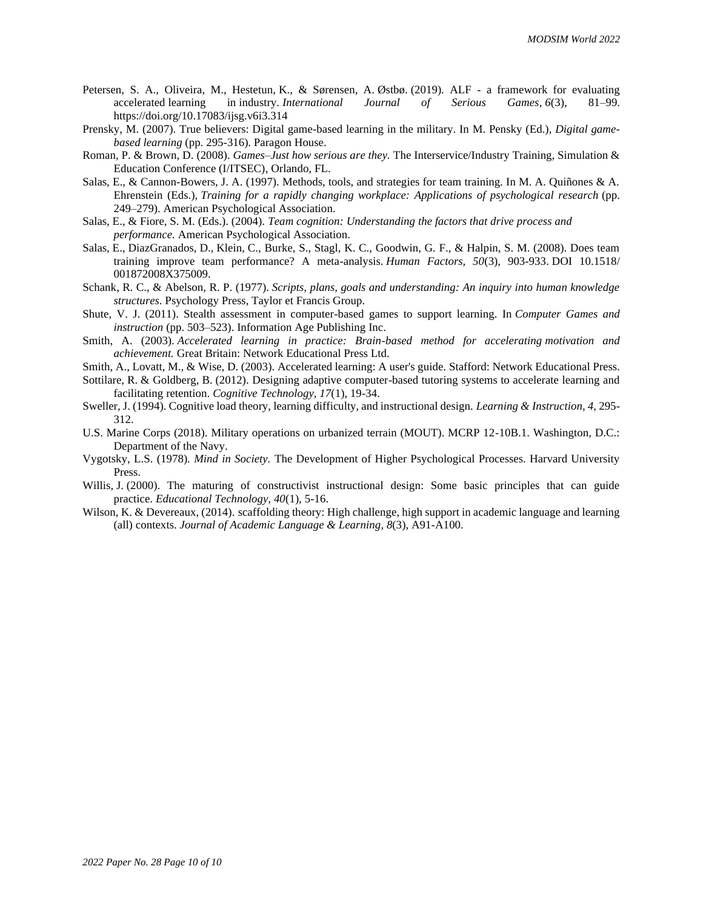Petersen, S. A., Oliveira, M., Hestetun, K., & Sørensen, A. Østbø. (2019). ALF - a framework for evaluating accelerated learning in industry. *International Journal of Serious Games*, *6*(3), 81–99. https://doi.org/10.17083/ijsg.v6i3.314

Prensky, M. (2007). True believers: Digital game-based learning in the military. In M. Pensky (Ed.), *Digital game-based learning* (pp. 295-316). Paragon House.

Roman, P. & Brown, D. (2008). *Games–Just how serious are they.* The Interservice/Industry Training, Simulation & Education Conference (I/ITSEC), Orlando, FL.

Salas, E., & Cannon-Bowers, J. A. (1997). Methods, tools, and strategies for team training. In M. A. Quiñones & A. Ehrenstein (Eds.), *Training for a rapidly changing workplace: Applications of psychological research* (pp. 249–279). American Psychological Association.

Salas, E., & Fiore, S. M. (Eds.). (2004). *Team cognition: Understanding the factors that drive process and performance.* American Psychological Association.

Salas, E., DiazGranados, D., Klein, C., Burke, S., Stagl, K. C., Goodwin, G. F., & Halpin, S. M. (2008). Does team training improve team performance? A meta-analysis. *Human Factors, 50*(3), 903-933. DOI 10.1518/ 001872008X375009.

Schank, R. C., & Abelson, R. P. (1977). *Scripts, plans, goals and understanding: An inquiry into human knowledge structures*. Psychology Press, Taylor et Francis Group.

Shute, V. J. (2011). Stealth assessment in computer-based games to support learning. In *Computer Games and instruction* (pp. 503–523). Information Age Publishing Inc.

Smith, A. (2003). *Accelerated learning in practice: Brain-based method for accelerating motivation and achievement.* Great Britain: Network Educational Press Ltd.

Smith, A., Lovatt, M., & Wise, D. (2003). Accelerated learning: A user's guide. Stafford: Network Educational Press.

Sottilare, R. & Goldberg, B. (2012). Designing adaptive computer-based tutoring systems to accelerate learning and facilitating retention. *Cognitive Technology, 17*(1), 19-34.

Sweller, J. (1994). Cognitive load theory, learning difficulty, and instructional design. *Learning & Instruction, 4,* 295-312.

U.S. Marine Corps (2018). Military operations on urbanized terrain (MOUT). MCRP 12-10B.1. Washington, D.C.: Department of the Navy.

Vygotsky, L.S. (1978). *Mind in Society.* The Development of Higher Psychological Processes. Harvard University Press.

Willis, J. (2000). The maturing of constructivist instructional design: Some basic principles that can guide practice. *Educational Technology, 40*(1), 5-16.

Wilson, K. & Devereaux, (2014). scaffolding theory: High challenge, high support in academic language and learning (all) contexts. *Journal of Academic Language & Learning, 8*(3), A91-A100.